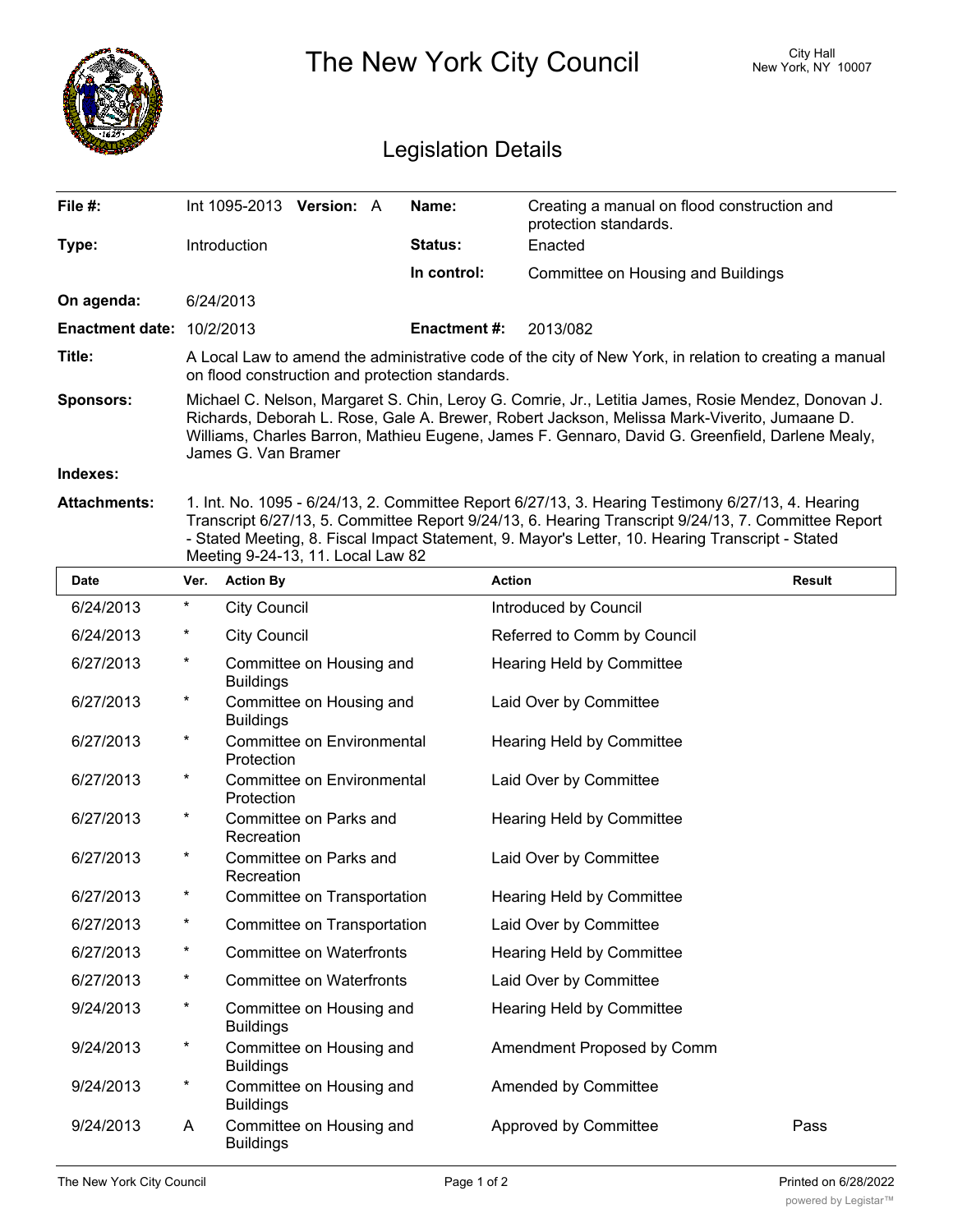# The New York City Council

City Hall
New York, NY 10007

## Legislation Details

| | | | |
|---|---|---|---|
| **File #:** | Int 1095-2013 **Version:** A | **Name:** | Creating a manual on flood construction and protection standards. |
| **Type:** | Introduction | **Status:** | Enacted |
| | | **In control:** | Committee on Housing and Buildings |
| **On agenda:** | 6/24/2013 | | |
| **Enactment date:** | 10/2/2013 | **Enactment #:** | 2013/082 |

**Title:** A Local Law to amend the administrative code of the city of New York, in relation to creating a manual on flood construction and protection standards.

**Sponsors:** Michael C. Nelson, Margaret S. Chin, Leroy G. Comrie, Jr., Letitia James, Rosie Mendez, Donovan J. Richards, Deborah L. Rose, Gale A. Brewer, Robert Jackson, Melissa Mark-Viverito, Jumaane D. Williams, Charles Barron, Mathieu Eugene, James F. Gennaro, David G. Greenfield, Darlene Mealy, James G. Van Bramer

**Indexes:**

**Attachments:** 1. Int. No. 1095 - 6/24/13, 2. Committee Report 6/27/13, 3. Hearing Testimony 6/27/13, 4. Hearing Transcript 6/27/13, 5. Committee Report 9/24/13, 6. Hearing Transcript 9/24/13, 7. Committee Report - Stated Meeting, 8. Fiscal Impact Statement, 9. Mayor's Letter, 10. Hearing Transcript - Stated Meeting 9-24-13, 11. Local Law 82

| Date | Ver. | Action By | Action | Result |
|---|---|---|---|---|
| 6/24/2013 | * | City Council | Introduced by Council | |
| 6/24/2013 | * | City Council | Referred to Comm by Council | |
| 6/27/2013 | * | Committee on Housing and Buildings | Hearing Held by Committee | |
| 6/27/2013 | * | Committee on Housing and Buildings | Laid Over by Committee | |
| 6/27/2013 | * | Committee on Environmental Protection | Hearing Held by Committee | |
| 6/27/2013 | * | Committee on Environmental Protection | Laid Over by Committee | |
| 6/27/2013 | * | Committee on Parks and Recreation | Hearing Held by Committee | |
| 6/27/2013 | * | Committee on Parks and Recreation | Laid Over by Committee | |
| 6/27/2013 | * | Committee on Transportation | Hearing Held by Committee | |
| 6/27/2013 | * | Committee on Transportation | Laid Over by Committee | |
| 6/27/2013 | * | Committee on Waterfronts | Hearing Held by Committee | |
| 6/27/2013 | * | Committee on Waterfronts | Laid Over by Committee | |
| 9/24/2013 | * | Committee on Housing and Buildings | Hearing Held by Committee | |
| 9/24/2013 | * | Committee on Housing and Buildings | Amendment Proposed by Comm | |
| 9/24/2013 | * | Committee on Housing and Buildings | Amended by Committee | |
| 9/24/2013 | A | Committee on Housing and Buildings | Approved by Committee | Pass |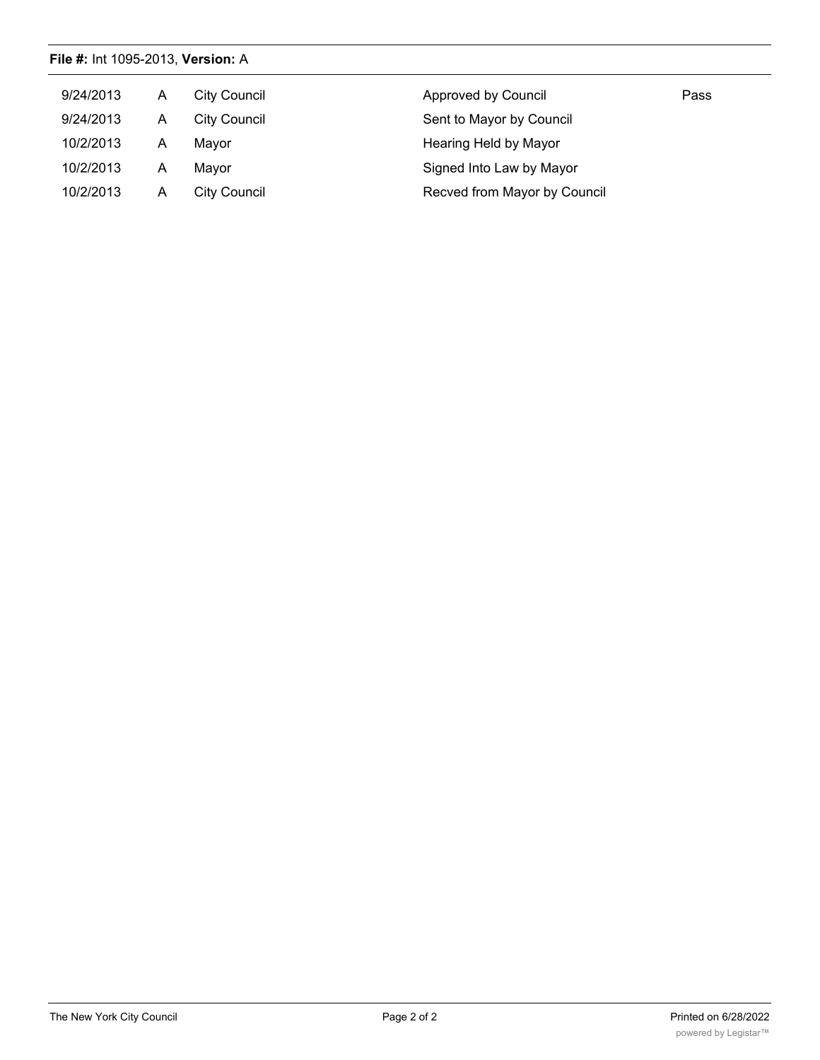**File #:** Int 1095-2013, **Version:** A

| | | | | |
|---|---|---|---|---|
| 9/24/2013 | A | City Council | Approved by Council | Pass |
| 9/24/2013 | A | City Council | Sent to Mayor by Council | |
| 10/2/2013 | A | Mayor | Hearing Held by Mayor | |
| 10/2/2013 | A | Mayor | Signed Into Law by Mayor | |
| 10/2/2013 | A | City Council | Recved from Mayor by Council | |